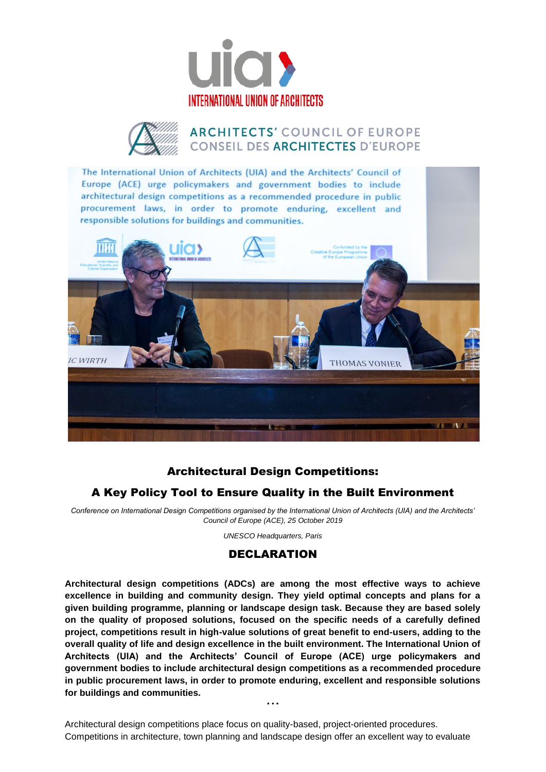INTERNATIONAL UNION OF ARCHITECTS

ARCHITECTS' COUNCIL OF EUROPE
CONSEIL DES ARCHITECTES D'EUROPE

## Architectural Design Competitions:

## A Key Policy Tool to Ensure Quality in the Built Environment

*Conference on International Design Competitions organised by the International Union of Architects (UIA) and the Architects' Council of Europe (ACE), 25 October 2019*

*UNESCO Headquarters, Paris*

## DECLARATION

**Architectural design competitions (ADCs) are among the most effective ways to achieve excellence in building and community design. They yield optimal concepts and plans for a given building programme, planning or landscape design task. Because they are based solely on the quality of proposed solutions, focused on the specific needs of a carefully defined project, competitions result in high-value solutions of great benefit to end-users, adding to the overall quality of life and design excellence in the built environment. The International Union of Architects (UIA) and the Architects' Council of Europe (ACE) urge policymakers and government bodies to include architectural design competitions as a recommended procedure in public procurement laws, in order to promote enduring, excellent and responsible solutions for buildings and communities.**

**…**

Architectural design competitions place focus on quality-based, project-oriented procedures. Competitions in architecture, town planning and landscape design offer an excellent way to evaluate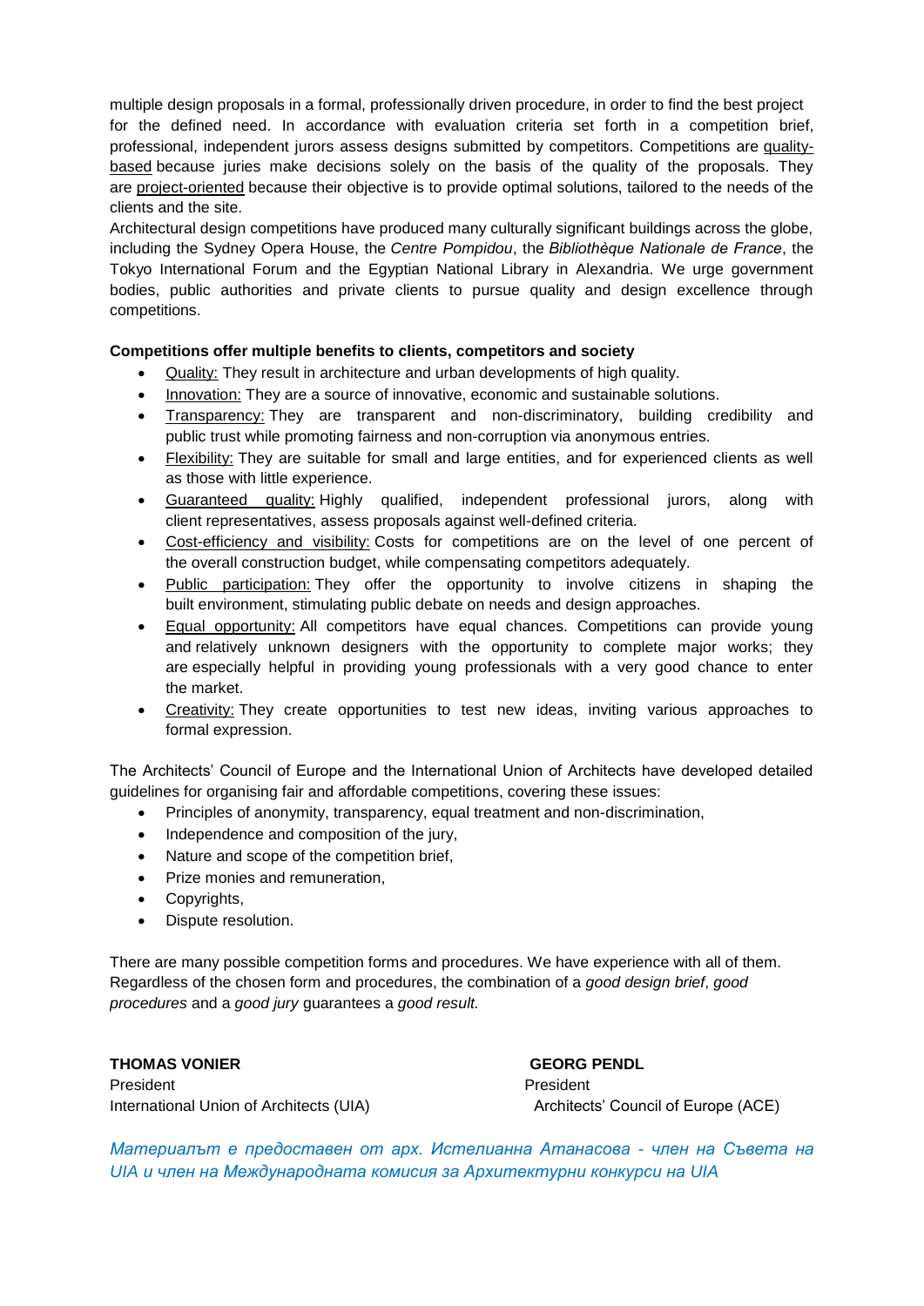multiple design proposals in a formal, professionally driven procedure, in order to find the best project for the defined need. In accordance with evaluation criteria set forth in a competition brief, professional, independent jurors assess designs submitted by competitors. Competitions are quality-based because juries make decisions solely on the basis of the quality of the proposals. They are project-oriented because their objective is to provide optimal solutions, tailored to the needs of the clients and the site.

Architectural design competitions have produced many culturally significant buildings across the globe, including the Sydney Opera House, the *Centre Pompidou*, the *Bibliothèque Nationale de France*, the Tokyo International Forum and the Egyptian National Library in Alexandria. We urge government bodies, public authorities and private clients to pursue quality and design excellence through competitions.

**Competitions offer multiple benefits to clients, competitors and society**

- Quality: They result in architecture and urban developments of high quality.
- Innovation: They are a source of innovative, economic and sustainable solutions.
- Transparency: They are transparent and non-discriminatory, building credibility and public trust while promoting fairness and non-corruption via anonymous entries.
- Flexibility: They are suitable for small and large entities, and for experienced clients as well as those with little experience.
- Guaranteed quality: Highly qualified, independent professional jurors, along with client representatives, assess proposals against well-defined criteria.
- Cost-efficiency and visibility: Costs for competitions are on the level of one percent of the overall construction budget, while compensating competitors adequately.
- Public participation: They offer the opportunity to involve citizens in shaping the built environment, stimulating public debate on needs and design approaches.
- Equal opportunity: All competitors have equal chances. Competitions can provide young and relatively unknown designers with the opportunity to complete major works; they are especially helpful in providing young professionals with a very good chance to enter the market.
- Creativity: They create opportunities to test new ideas, inviting various approaches to formal expression.

The Architects' Council of Europe and the International Union of Architects have developed detailed guidelines for organising fair and affordable competitions, covering these issues:

- Principles of anonymity, transparency, equal treatment and non-discrimination,
- Independence and composition of the jury,
- Nature and scope of the competition brief,
- Prize monies and remuneration,
- Copyrights,
- Dispute resolution.

There are many possible competition forms and procedures. We have experience with all of them. Regardless of the chosen form and procedures, the combination of a *good design brief*, *good procedures* and a *good jury* guarantees a *good result.*

**THOMAS VONIER**
President
International Union of Architects (UIA)

**GEORG PENDL**
President
Architects' Council of Europe (ACE)

*Материалът е предоставен от арх. Истелианна Атанасова - член на Съвета на UIA и член на Международната комисия за Архитектурни конкурси на UIA*